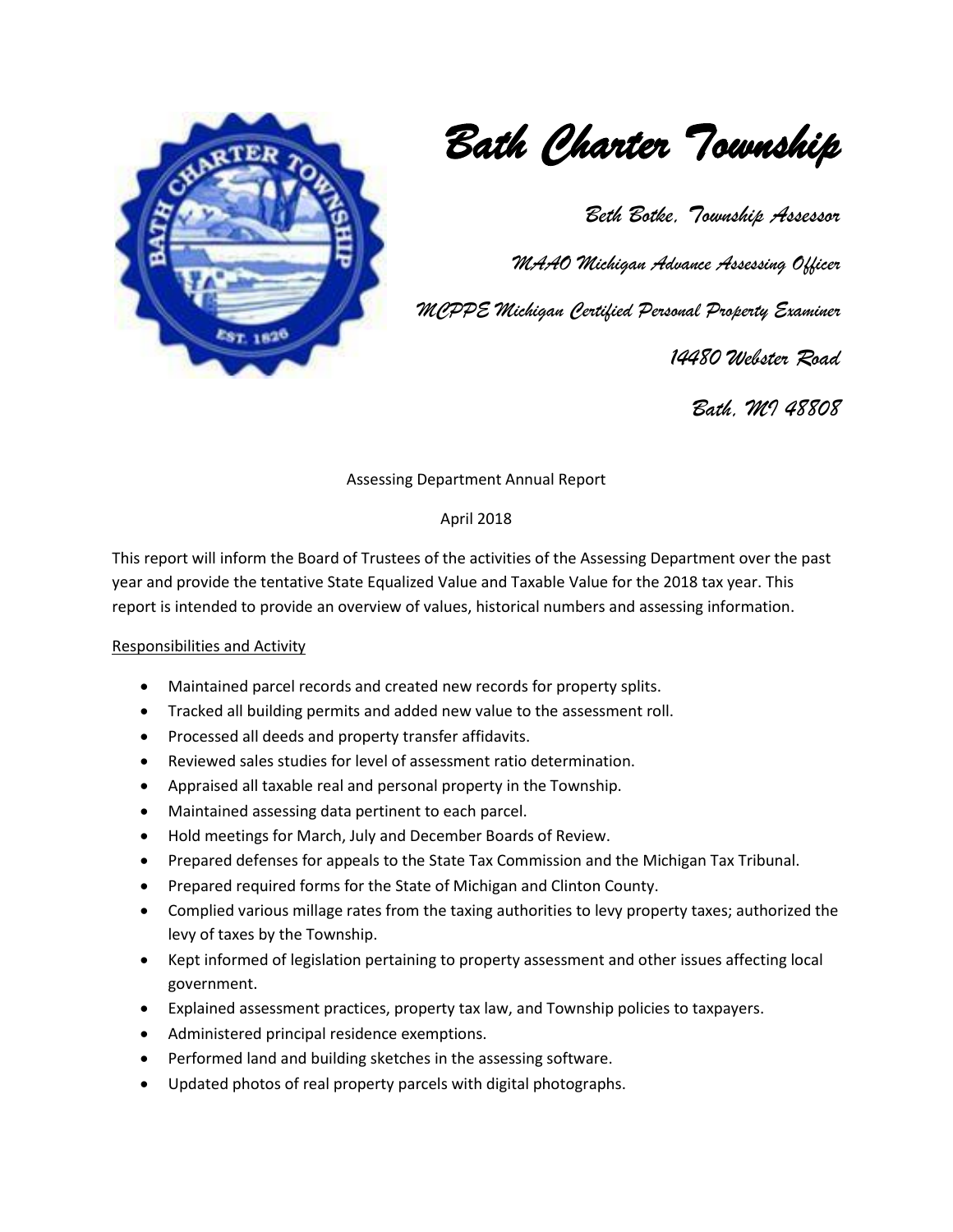# Bath Charter Township

*Beth Botke, Township Assessor*

*MAAO Michigan Advance Assessing Officer*

*MCPPE Michigan Certified Personal Property Examiner*

*14480 Webster Road*

*Bath, MI 48808*

Assessing Department Annual Report

April 2018

This report will inform the Board of Trustees of the activities of the Assessing Department over the past year and provide the tentative State Equalized Value and Taxable Value for the 2018 tax year. This report is intended to provide an overview of values, historical numbers and assessing information.

## Responsibilities and Activity

- Maintained parcel records and created new records for property splits.
- Tracked all building permits and added new value to the assessment roll.
- Processed all deeds and property transfer affidavits.
- Reviewed sales studies for level of assessment ratio determination.
- Appraised all taxable real and personal property in the Township.
- Maintained assessing data pertinent to each parcel.
- Hold meetings for March, July and December Boards of Review.
- Prepared defenses for appeals to the State Tax Commission and the Michigan Tax Tribunal.
- Prepared required forms for the State of Michigan and Clinton County.
- Complied various millage rates from the taxing authorities to levy property taxes; authorized the levy of taxes by the Township.
- Kept informed of legislation pertaining to property assessment and other issues affecting local government.
- Explained assessment practices, property tax law, and Township policies to taxpayers.
- Administered principal residence exemptions.
- Performed land and building sketches in the assessing software.
- Updated photos of real property parcels with digital photographs.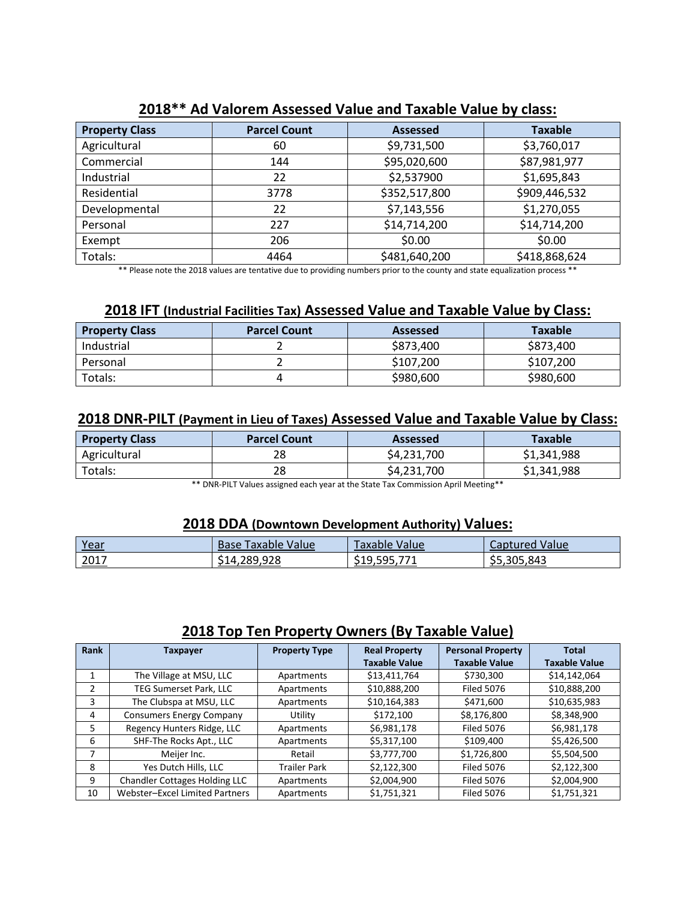## 2018** Ad Valorem Assessed Value and Taxable Value by class:

| Property Class | Parcel Count | Assessed | Taxable |
|---|---|---|---|
| Agricultural | 60 | $9,731,500 | $3,760,017 |
| Commercial | 144 | $95,020,600 | $87,981,977 |
| Industrial | 22 | $2,537900 | $1,695,843 |
| Residential | 3778 | $352,517,800 | $909,446,532 |
| Developmental | 22 | $7,143,556 | $1,270,055 |
| Personal | 227 | $14,714,200 | $14,714,200 |
| Exempt | 206 | $0.00 | $0.00 |
| Totals: | 4464 | $481,640,200 | $418,868,624 |

** Please note the 2018 values are tentative due to providing numbers prior to the county and state equalization process **

## 2018 IFT (Industrial Facilities Tax) Assessed Value and Taxable Value by Class:

| Property Class | Parcel Count | Assessed | Taxable |
|---|---|---|---|
| Industrial | 2 | $873,400 | $873,400 |
| Personal | 2 | $107,200 | $107,200 |
| Totals: | 4 | $980,600 | $980,600 |

## 2018 DNR-PILT (Payment in Lieu of Taxes) Assessed Value and Taxable Value by Class:

| Property Class | Parcel Count | Assessed | Taxable |
|---|---|---|---|
| Agricultural | 28 | $4,231,700 | $1,341,988 |
| Totals: | 28 | $4,231,700 | $1,341,988 |

** DNR-PILT Values assigned each year at the State Tax Commission April Meeting**

## 2018 DDA (Downtown Development Authority) Values:

| Year | Base Taxable Value | Taxable Value | Captured Value |
|---|---|---|---|
| 2017 | $14,289,928 | $19,595,771 | $5,305,843 |

## 2018 Top Ten Property Owners (By Taxable Value)

| Rank | Taxpayer | Property Type | Real Property Taxable Value | Personal Property Taxable Value | Total Taxable Value |
|---|---|---|---|---|---|
| 1 | The Village at MSU, LLC | Apartments | $13,411,764 | $730,300 | $14,142,064 |
| 2 | TEG Sumerset Park, LLC | Apartments | $10,888,200 | Filed 5076 | $10,888,200 |
| 3 | The Clubspa at MSU, LLC | Apartments | $10,164,383 | $471,600 | $10,635,983 |
| 4 | Consumers Energy Company | Utility | $172,100 | $8,176,800 | $8,348,900 |
| 5 | Regency Hunters Ridge, LLC | Apartments | $6,981,178 | Filed 5076 | $6,981,178 |
| 6 | SHF-The Rocks Apt., LLC | Apartments | $5,317,100 | $109,400 | $5,426,500 |
| 7 | Meijer Inc. | Retail | $3,777,700 | $1,726,800 | $5,504,500 |
| 8 | Yes Dutch Hills, LLC | Trailer Park | $2,122,300 | Filed 5076 | $2,122,300 |
| 9 | Chandler Cottages Holding LLC | Apartments | $2,004,900 | Filed 5076 | $2,004,900 |
| 10 | Webster–Excel Limited Partners | Apartments | $1,751,321 | Filed 5076 | $1,751,321 |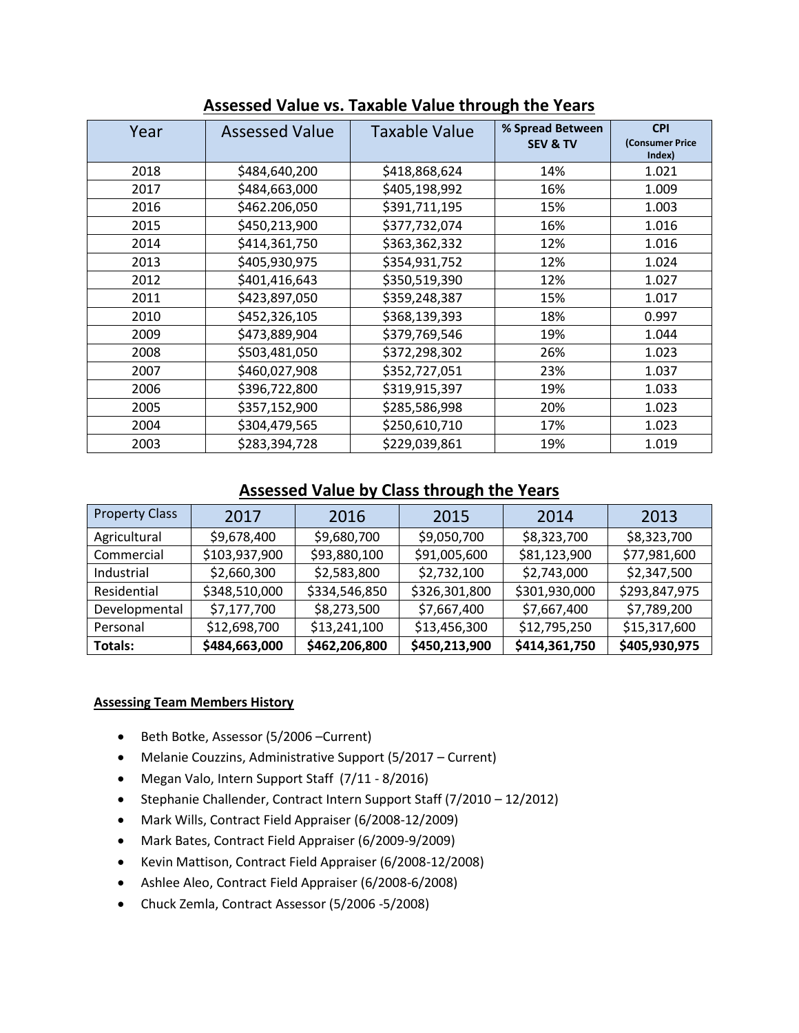## Assessed Value vs. Taxable Value through the Years

| Year | Assessed Value | Taxable Value | % Spread Between SEV & TV | CPI (Consumer Price Index) |
|---|---|---|---|---|
| 2018 | $484,640,200 | $418,868,624 | 14% | 1.021 |
| 2017 | $484,663,000 | $405,198,992 | 16% | 1.009 |
| 2016 | $462.206,050 | $391,711,195 | 15% | 1.003 |
| 2015 | $450,213,900 | $377,732,074 | 16% | 1.016 |
| 2014 | $414,361,750 | $363,362,332 | 12% | 1.016 |
| 2013 | $405,930,975 | $354,931,752 | 12% | 1.024 |
| 2012 | $401,416,643 | $350,519,390 | 12% | 1.027 |
| 2011 | $423,897,050 | $359,248,387 | 15% | 1.017 |
| 2010 | $452,326,105 | $368,139,393 | 18% | 0.997 |
| 2009 | $473,889,904 | $379,769,546 | 19% | 1.044 |
| 2008 | $503,481,050 | $372,298,302 | 26% | 1.023 |
| 2007 | $460,027,908 | $352,727,051 | 23% | 1.037 |
| 2006 | $396,722,800 | $319,915,397 | 19% | 1.033 |
| 2005 | $357,152,900 | $285,586,998 | 20% | 1.023 |
| 2004 | $304,479,565 | $250,610,710 | 17% | 1.023 |
| 2003 | $283,394,728 | $229,039,861 | 19% | 1.019 |

## Assessed Value by Class through the Years

| Property Class | 2017 | 2016 | 2015 | 2014 | 2013 |
|---|---|---|---|---|---|
| Agricultural | $9,678,400 | $9,680,700 | $9,050,700 | $8,323,700 | $8,323,700 |
| Commercial | $103,937,900 | $93,880,100 | $91,005,600 | $81,123,900 | $77,981,600 |
| Industrial | $2,660,300 | $2,583,800 | $2,732,100 | $2,743,000 | $2,347,500 |
| Residential | $348,510,000 | $334,546,850 | $326,301,800 | $301,930,000 | $293,847,975 |
| Developmental | $7,177,700 | $8,273,500 | $7,667,400 | $7,667,400 | $7,789,200 |
| Personal | $12,698,700 | $13,241,100 | $13,456,300 | $12,795,250 | $15,317,600 |
| **Totals:** | **$484,663,000** | **$462,206,800** | **$450,213,900** | **$414,361,750** | **$405,930,975** |

**Assessing Team Members History**

- Beth Botke, Assessor (5/2006 –Current)
- Melanie Couzzins, Administrative Support (5/2017 – Current)
- Megan Valo, Intern Support Staff (7/11 - 8/2016)
- Stephanie Challender, Contract Intern Support Staff (7/2010 – 12/2012)
- Mark Wills, Contract Field Appraiser (6/2008-12/2009)
- Mark Bates, Contract Field Appraiser (6/2009-9/2009)
- Kevin Mattison, Contract Field Appraiser (6/2008-12/2008)
- Ashlee Aleo, Contract Field Appraiser (6/2008-6/2008)
- Chuck Zemla, Contract Assessor (5/2006 -5/2008)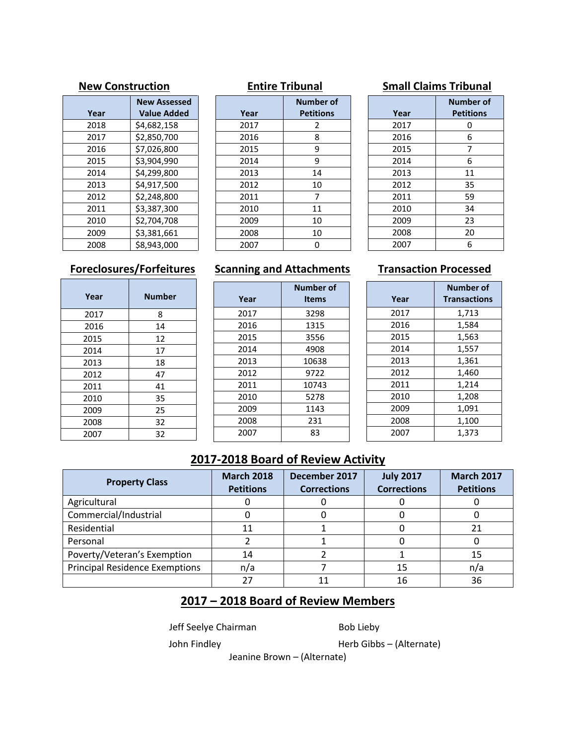## New Construction

| Year | New Assessed Value Added |
|---|---|
| 2018 | $4,682,158 |
| 2017 | $2,850,700 |
| 2016 | $7,026,800 |
| 2015 | $3,904,990 |
| 2014 | $4,299,800 |
| 2013 | $4,917,500 |
| 2012 | $2,248,800 |
| 2011 | $3,387,300 |
| 2010 | $2,704,708 |
| 2009 | $3,381,661 |
| 2008 | $8,943,000 |

## Entire Tribunal

| Year | Number of Petitions |
|---|---|
| 2017 | 2 |
| 2016 | 8 |
| 2015 | 9 |
| 2014 | 9 |
| 2013 | 14 |
| 2012 | 10 |
| 2011 | 7 |
| 2010 | 11 |
| 2009 | 10 |
| 2008 | 10 |
| 2007 | 0 |

## Small Claims Tribunal

| Year | Number of Petitions |
|---|---|
| 2017 | 0 |
| 2016 | 6 |
| 2015 | 7 |
| 2014 | 6 |
| 2013 | 11 |
| 2012 | 35 |
| 2011 | 59 |
| 2010 | 34 |
| 2009 | 23 |
| 2008 | 20 |
| 2007 | 6 |

## Foreclosures/Forfeitures

| Year | Number |
|---|---|
| 2017 | 8 |
| 2016 | 14 |
| 2015 | 12 |
| 2014 | 17 |
| 2013 | 18 |
| 2012 | 47 |
| 2011 | 41 |
| 2010 | 35 |
| 2009 | 25 |
| 2008 | 32 |
| 2007 | 32 |

## Scanning and Attachments

| Year | Number of Items |
|---|---|
| 2017 | 3298 |
| 2016 | 1315 |
| 2015 | 3556 |
| 2014 | 4908 |
| 2013 | 10638 |
| 2012 | 9722 |
| 2011 | 10743 |
| 2010 | 5278 |
| 2009 | 1143 |
| 2008 | 231 |
| 2007 | 83 |

## Transaction Processed

| Year | Number of Transactions |
|---|---|
| 2017 | 1,713 |
| 2016 | 1,584 |
| 2015 | 1,563 |
| 2014 | 1,557 |
| 2013 | 1,361 |
| 2012 | 1,460 |
| 2011 | 1,214 |
| 2010 | 1,208 |
| 2009 | 1,091 |
| 2008 | 1,100 |
| 2007 | 1,373 |

## 2017-2018 Board of Review Activity

| Property Class | March 2018 Petitions | December 2017 Corrections | July 2017 Corrections | March 2017 Petitions |
|---|---|---|---|---|
| Agricultural | 0 | 0 | 0 | 0 |
| Commercial/Industrial | 0 | 0 | 0 | 0 |
| Residential | 11 | 1 | 0 | 21 |
| Personal | 2 | 1 | 0 | 0 |
| Poverty/Veteran's Exemption | 14 | 2 | 1 | 15 |
| Principal Residence Exemptions | n/a | 7 | 15 | n/a |
| | 27 | 11 | 16 | 36 |

## 2017 – 2018 Board of Review Members

Jeff Seelye Chairman

Bob Lieby

John Findley

Herb Gibbs – (Alternate)

Jeanine Brown – (Alternate)